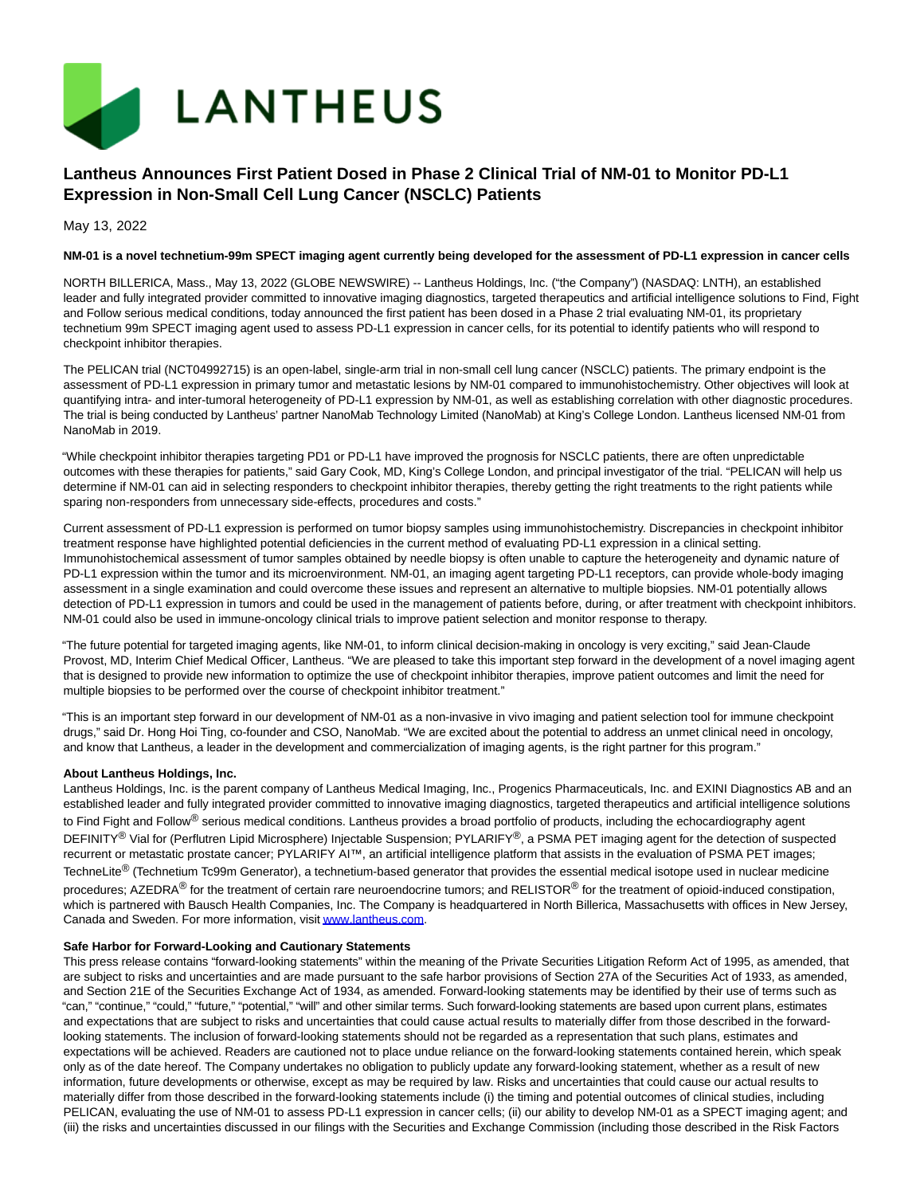# Lantheus Announces First Patient Dosed in Phase 2 Clinical Trial of NM-01 to Monitor PD-L1 Expression in Non-Small Cell Lung Cancer (NSCLC) Patients

May 13, 2022

**NM-01 is a novel technetium-99m SPECT imaging agent currently being developed for the assessment of PD-L1 expression in cancer cells**

NORTH BILLERICA, Mass., May 13, 2022 (GLOBE NEWSWIRE) -- Lantheus Holdings, Inc. ("the Company") (NASDAQ: LNTH), an established leader and fully integrated provider committed to innovative imaging diagnostics, targeted therapeutics and artificial intelligence solutions to Find, Fight and Follow serious medical conditions, today announced the first patient has been dosed in a Phase 2 trial evaluating NM-01, its proprietary technetium 99m SPECT imaging agent used to assess PD-L1 expression in cancer cells, for its potential to identify patients who will respond to checkpoint inhibitor therapies.

The PELICAN trial (NCT04992715) is an open-label, single-arm trial in non-small cell lung cancer (NSCLC) patients. The primary endpoint is the assessment of PD-L1 expression in primary tumor and metastatic lesions by NM-01 compared to immunohistochemistry. Other objectives will look at quantifying intra- and inter-tumoral heterogeneity of PD-L1 expression by NM-01, as well as establishing correlation with other diagnostic procedures. The trial is being conducted by Lantheus' partner NanoMab Technology Limited (NanoMab) at King's College London. Lantheus licensed NM-01 from NanoMab in 2019.

"While checkpoint inhibitor therapies targeting PD1 or PD-L1 have improved the prognosis for NSCLC patients, there are often unpredictable outcomes with these therapies for patients," said Gary Cook, MD, King's College London, and principal investigator of the trial. "PELICAN will help us determine if NM-01 can aid in selecting responders to checkpoint inhibitor therapies, thereby getting the right treatments to the right patients while sparing non-responders from unnecessary side-effects, procedures and costs."

Current assessment of PD-L1 expression is performed on tumor biopsy samples using immunohistochemistry. Discrepancies in checkpoint inhibitor treatment response have highlighted potential deficiencies in the current method of evaluating PD-L1 expression in a clinical setting. Immunohistochemical assessment of tumor samples obtained by needle biopsy is often unable to capture the heterogeneity and dynamic nature of PD-L1 expression within the tumor and its microenvironment. NM-01, an imaging agent targeting PD-L1 receptors, can provide whole-body imaging assessment in a single examination and could overcome these issues and represent an alternative to multiple biopsies. NM-01 potentially allows detection of PD-L1 expression in tumors and could be used in the management of patients before, during, or after treatment with checkpoint inhibitors. NM-01 could also be used in immune-oncology clinical trials to improve patient selection and monitor response to therapy.

"The future potential for targeted imaging agents, like NM-01, to inform clinical decision-making in oncology is very exciting," said Jean-Claude Provost, MD, Interim Chief Medical Officer, Lantheus. "We are pleased to take this important step forward in the development of a novel imaging agent that is designed to provide new information to optimize the use of checkpoint inhibitor therapies, improve patient outcomes and limit the need for multiple biopsies to be performed over the course of checkpoint inhibitor treatment."

"This is an important step forward in our development of NM-01 as a non-invasive in vivo imaging and patient selection tool for immune checkpoint drugs," said Dr. Hong Hoi Ting, co-founder and CSO, NanoMab. "We are excited about the potential to address an unmet clinical need in oncology, and know that Lantheus, a leader in the development and commercialization of imaging agents, is the right partner for this program."

**About Lantheus Holdings, Inc.**

Lantheus Holdings, Inc. is the parent company of Lantheus Medical Imaging, Inc., Progenics Pharmaceuticals, Inc. and EXINI Diagnostics AB and an established leader and fully integrated provider committed to innovative imaging diagnostics, targeted therapeutics and artificial intelligence solutions to Find Fight and Follow® serious medical conditions. Lantheus provides a broad portfolio of products, including the echocardiography agent DEFINITY® Vial for (Perflutren Lipid Microsphere) Injectable Suspension; PYLARIFY®, a PSMA PET imaging agent for the detection of suspected recurrent or metastatic prostate cancer; PYLARIFY AI™, an artificial intelligence platform that assists in the evaluation of PSMA PET images; TechneLite® (Technetium Tc99m Generator), a technetium-based generator that provides the essential medical isotope used in nuclear medicine procedures; AZEDRA® for the treatment of certain rare neuroendocrine tumors; and RELISTOR® for the treatment of opioid-induced constipation, which is partnered with Bausch Health Companies, Inc. The Company is headquartered in North Billerica, Massachusetts with offices in New Jersey, Canada and Sweden. For more information, visit www.lantheus.com.

**Safe Harbor for Forward-Looking and Cautionary Statements**

This press release contains "forward-looking statements" within the meaning of the Private Securities Litigation Reform Act of 1995, as amended, that are subject to risks and uncertainties and are made pursuant to the safe harbor provisions of Section 27A of the Securities Act of 1933, as amended, and Section 21E of the Securities Exchange Act of 1934, as amended. Forward-looking statements may be identified by their use of terms such as "can," "continue," "could," "future," "potential," "will" and other similar terms. Such forward-looking statements are based upon current plans, estimates and expectations that are subject to risks and uncertainties that could cause actual results to materially differ from those described in the forward-looking statements. The inclusion of forward-looking statements should not be regarded as a representation that such plans, estimates and expectations will be achieved. Readers are cautioned not to place undue reliance on the forward-looking statements contained herein, which speak only as of the date hereof. The Company undertakes no obligation to publicly update any forward-looking statement, whether as a result of new information, future developments or otherwise, except as may be required by law. Risks and uncertainties that could cause our actual results to materially differ from those described in the forward-looking statements include (i) the timing and potential outcomes of clinical studies, including PELICAN, evaluating the use of NM-01 to assess PD-L1 expression in cancer cells; (ii) our ability to develop NM-01 as a SPECT imaging agent; and (iii) the risks and uncertainties discussed in our filings with the Securities and Exchange Commission (including those described in the Risk Factors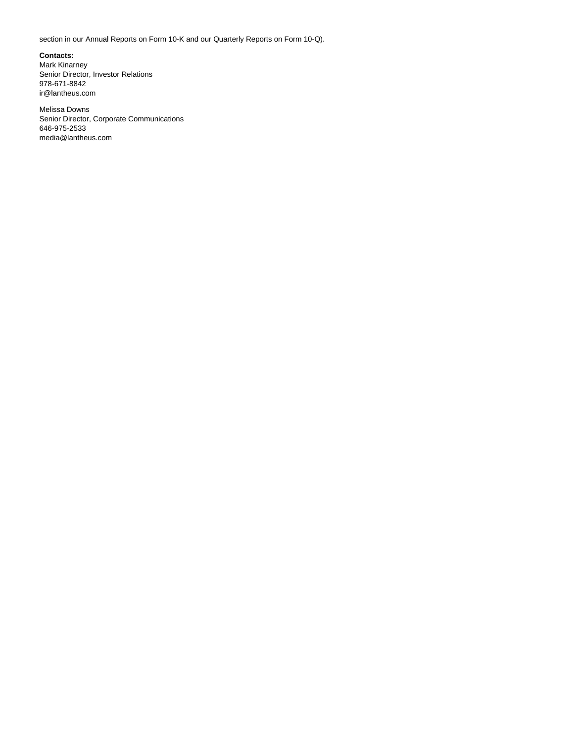section in our Annual Reports on Form 10-K and our Quarterly Reports on Form 10-Q).

**Contacts:**
Mark Kinarney
Senior Director, Investor Relations
978-671-8842
ir@lantheus.com

Melissa Downs
Senior Director, Corporate Communications
646-975-2533
media@lantheus.com